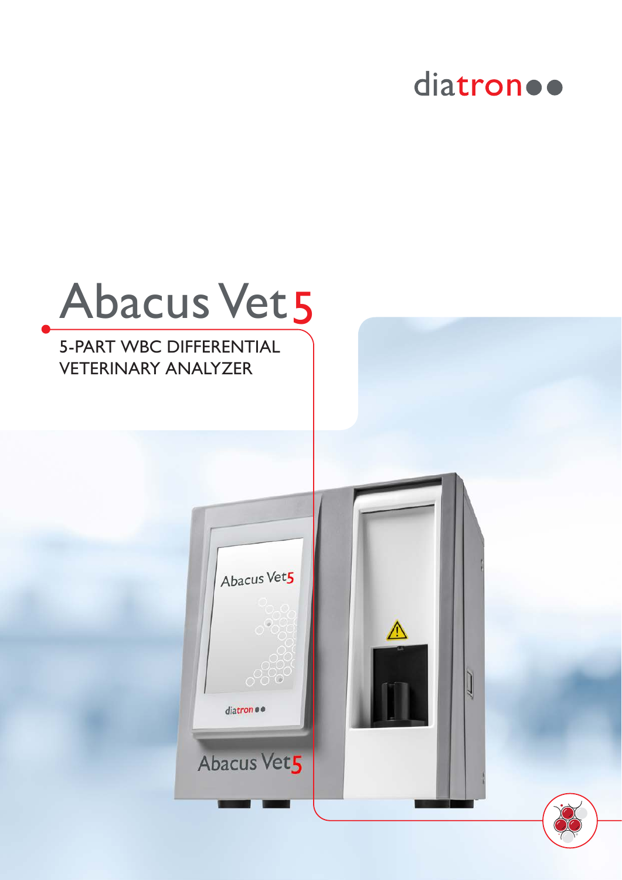diatron

# Abacus Vet 5

## 5-PART WBC DIFFERENTIAL VETERINARY ANALYZER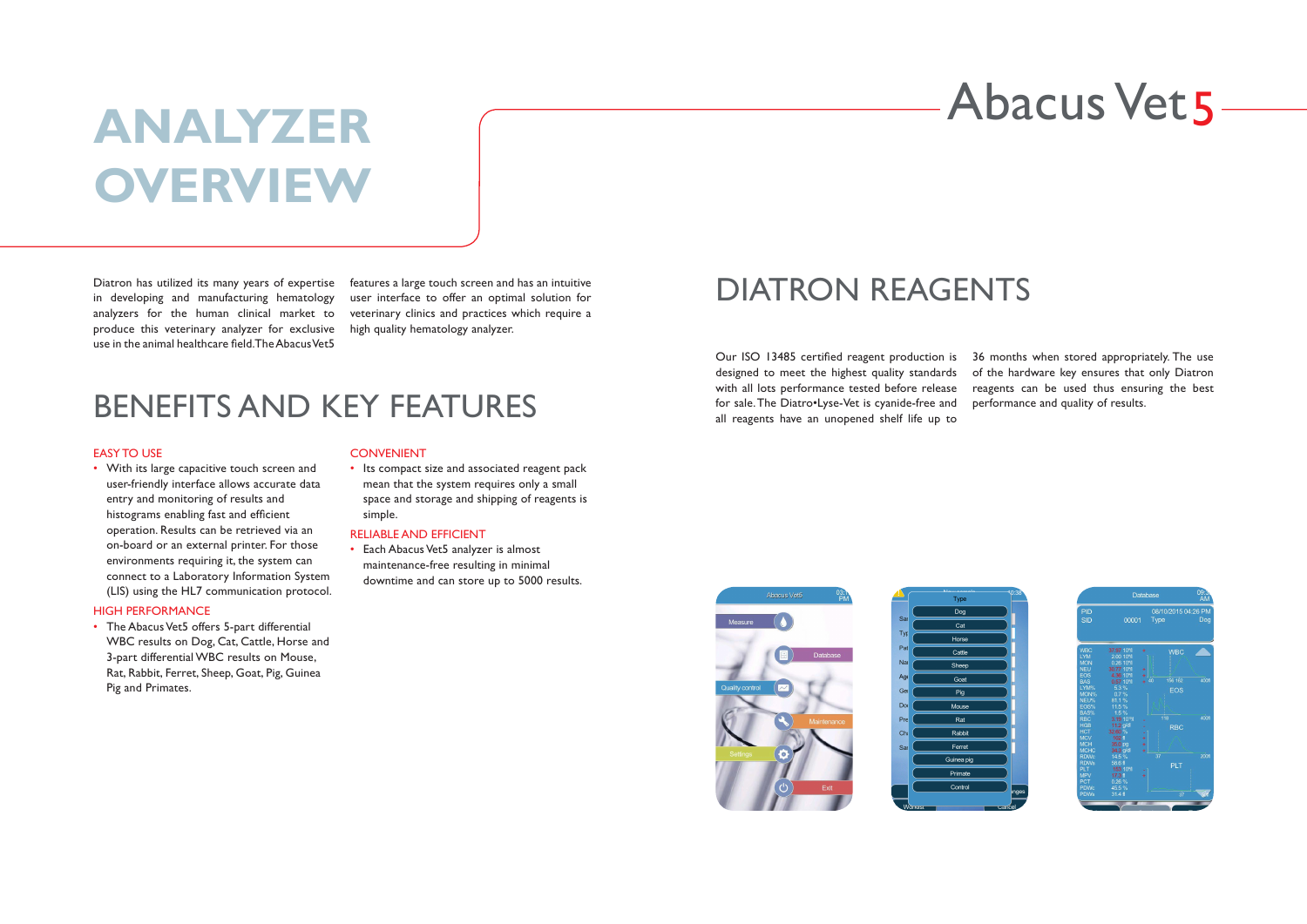# ANALYZER OVERVIEW

Abacus Vet5

Diatron has utilized its many years of expertise in developing and manufacturing hematology analyzers for the human clinical market to produce this veterinary analyzer for exclusive use in the animal healthcare field. The Abacus Vet5 features a large touch screen and has an intuitive user interface to offer an optimal solution for veterinary clinics and practices which require a high quality hematology analyzer.

## BENEFITS AND KEY FEATURES

### EASY TO USE

- With its large capacitive touch screen and user-friendly interface allows accurate data entry and monitoring of results and histograms enabling fast and efficient operation. Results can be retrieved via an on-board or an external printer. For those environments requiring it, the system can connect to a Laboratory Information System (LIS) using the HL7 communication protocol.

### HIGH PERFORMANCE

- The Abacus Vet5 offers 5-part differential WBC results on Dog, Cat, Cattle, Horse and 3-part differential WBC results on Mouse, Rat, Rabbit, Ferret, Sheep, Goat, Pig, Guinea Pig and Primates.

### CONVENIENT

- Its compact size and associated reagent pack mean that the system requires only a small space and storage and shipping of reagents is simple.

### RELIABLE AND EFFICIENT

- Each Abacus Vet5 analyzer is almost maintenance-free resulting in minimal downtime and can store up to 5000 results.

## DIATRON REAGENTS

Our ISO 13485 certified reagent production is designed to meet the highest quality standards with all lots performance tested before release for sale. The Diatro•Lyse-Vet is cyanide-free and all reagents have an unopened shelf life up to 36 months when stored appropriately. The use of the hardware key ensures that only Diatron reagents can be used thus ensuring the best performance and quality of results.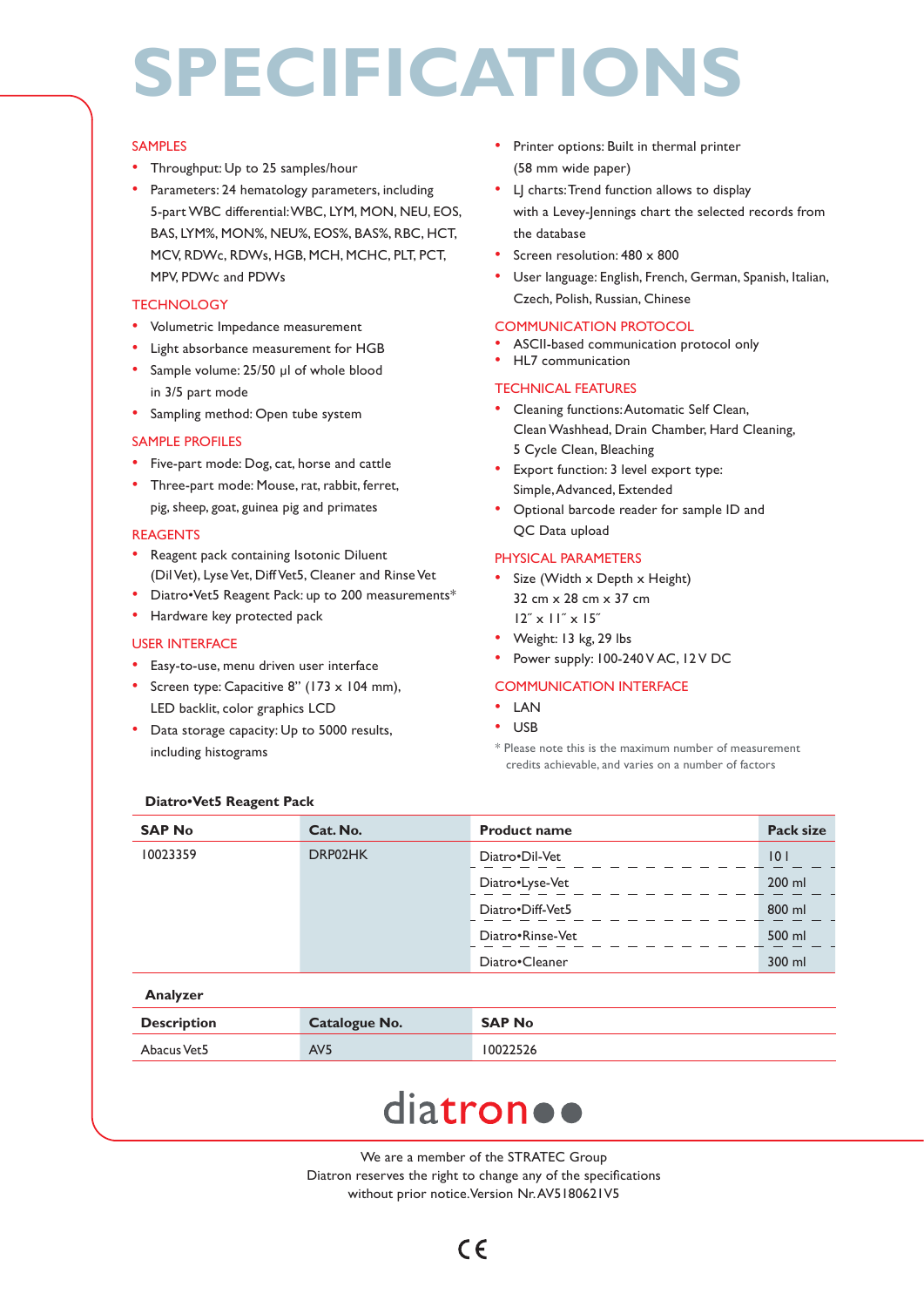# SPECIFICATIONS

## SAMPLES

- Throughput: Up to 25 samples/hour
- Parameters: 24 hematology parameters, including 5-part WBC differential: WBC, LYM, MON, NEU, EOS, BAS, LYM%, MON%, NEU%, EOS%, BAS%, RBC, HCT, MCV, RDWc, RDWs, HGB, MCH, MCHC, PLT, PCT, MPV, PDWc and PDWs

## TECHNOLOGY

- Volumetric Impedance measurement
- Light absorbance measurement for HGB
- Sample volume: 25/50 µl of whole blood in 3/5 part mode
- Sampling method: Open tube system

## SAMPLE PROFILES

- Five-part mode: Dog, cat, horse and cattle
- Three-part mode: Mouse, rat, rabbit, ferret, pig, sheep, goat, guinea pig and primates

## REAGENTS

- Reagent pack containing Isotonic Diluent (Dil Vet), Lyse Vet, Diff Vet5, Cleaner and Rinse Vet
- Diatro•Vet5 Reagent Pack: up to 200 measurements*
- Hardware key protected pack

## USER INTERFACE

- Easy-to-use, menu driven user interface
- Screen type: Capacitive 8" (173 x 104 mm), LED backlit, color graphics LCD
- Data storage capacity: Up to 5000 results, including histograms
- Printer options: Built in thermal printer (58 mm wide paper)
- LJ charts: Trend function allows to display with a Levey-Jennings chart the selected records from the database
- Screen resolution: 480 x 800
- User language: English, French, German, Spanish, Italian, Czech, Polish, Russian, Chinese

## COMMUNICATION PROTOCOL

- ASCII-based communication protocol only
- HL7 communication

## TECHNICAL FEATURES

- Cleaning functions: Automatic Self Clean, Clean Washhead, Drain Chamber, Hard Cleaning, 5 Cycle Clean, Bleaching
- Export function: 3 level export type: Simple, Advanced, Extended
- Optional barcode reader for sample ID and QC Data upload

## PHYSICAL PARAMETERS

- Size (Width x Depth x Height) 32 cm x 28 cm x 37 cm 12˝ x 11˝ x 15˝
- Weight: 13 kg, 29 lbs
- Power supply: 100-240 V AC, 12 V DC

## COMMUNICATION INTERFACE

- LAN
- USB

\* Please note this is the maximum number of measurement credits achievable, and varies on a number of factors

**Diatro•Vet5 Reagent Pack**

| SAP No | Cat. No. | Product name | Pack size |
|---|---|---|---|
| 10023359 | DRP02HK | Diatro•Dil-Vet | 10 l |
| | | Diatro•Lyse-Vet | 200 ml |
| | | Diatro•Diff-Vet5 | 800 ml |
| | | Diatro•Rinse-Vet | 500 ml |
| | | Diatro•Cleaner | 300 ml |

**Analyzer**

| Description | Catalogue No. | SAP No |
|---|---|---|
| Abacus Vet5 | AV5 | 10022526 |

diatron

We are a member of the STRATEC Group
Diatron reserves the right to change any of the specifications without prior notice. Version Nr. AV5180621V5

CE